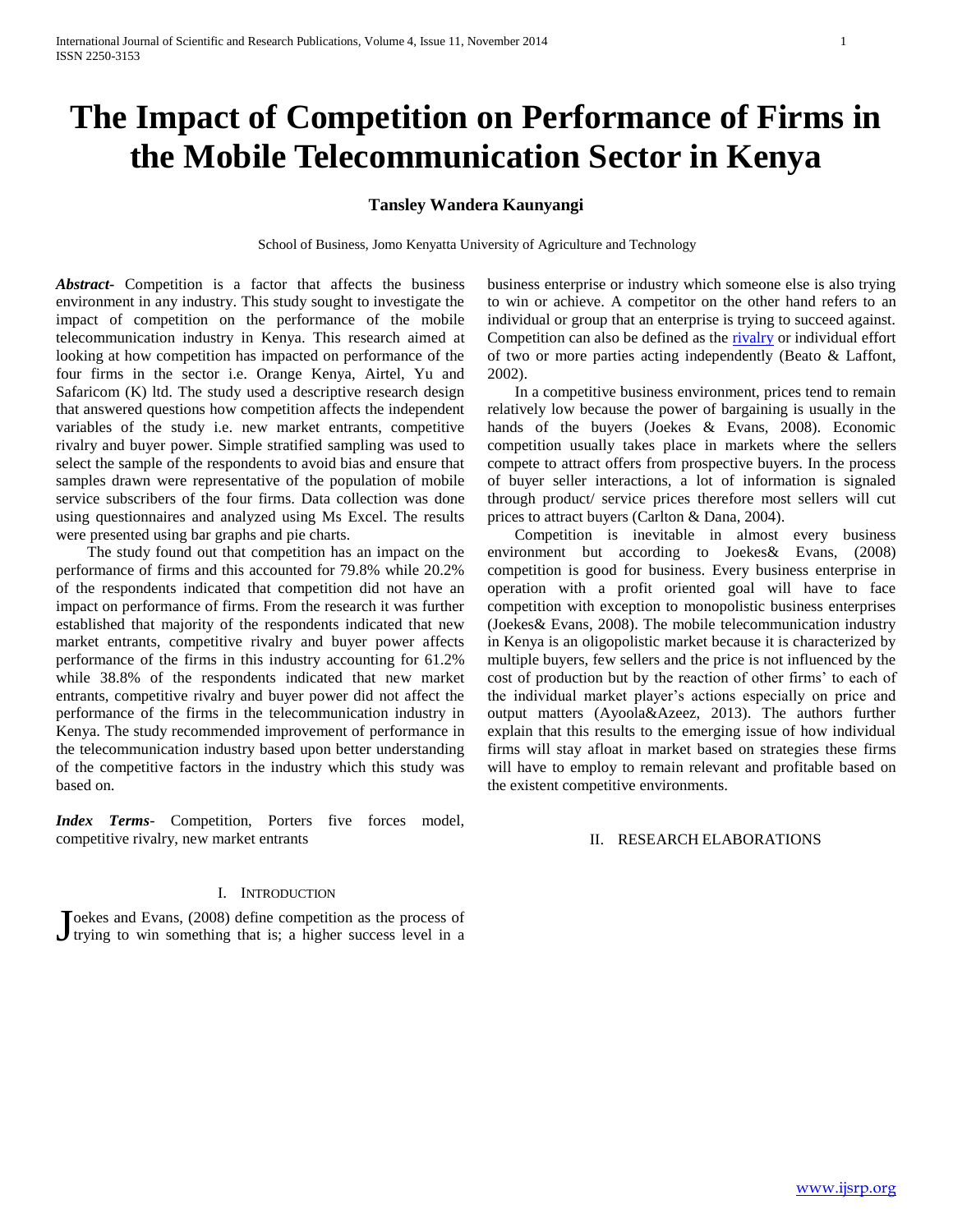# The Impact of Competition on Performance of Firms in the Mobile Telecommunication Sector in Kenya

**Tansley Wandera Kaunyangi**

School of Business, Jomo Kenyatta University of Agriculture and Technology

***Abstract*-** Competition is a factor that affects the business environment in any industry. This study sought to investigate the impact of competition on the performance of the mobile telecommunication industry in Kenya. This research aimed at looking at how competition has impacted on performance of the four firms in the sector i.e. Orange Kenya, Airtel, Yu and Safaricom (K) ltd. The study used a descriptive research design that answered questions how competition affects the independent variables of the study i.e. new market entrants, competitive rivalry and buyer power. Simple stratified sampling was used to select the sample of the respondents to avoid bias and ensure that samples drawn were representative of the population of mobile service subscribers of the four firms. Data collection was done using questionnaires and analyzed using Ms Excel. The results were presented using bar graphs and pie charts.

The study found out that competition has an impact on the performance of firms and this accounted for 79.8% while 20.2% of the respondents indicated that competition did not have an impact on performance of firms. From the research it was further established that majority of the respondents indicated that new market entrants, competitive rivalry and buyer power affects performance of the firms in this industry accounting for 61.2% while 38.8% of the respondents indicated that new market entrants, competitive rivalry and buyer power did not affect the performance of the firms in the telecommunication industry in Kenya. The study recommended improvement of performance in the telecommunication industry based upon better understanding of the competitive factors in the industry which this study was based on.

***Index Terms*-** Competition, Porters five forces model, competitive rivalry, new market entrants

## I. Introduction

Joekes and Evans, (2008) define competition as the process of trying to win something that is; a higher success level in a business enterprise or industry which someone else is also trying to win or achieve. A competitor on the other hand refers to an individual or group that an enterprise is trying to succeed against. Competition can also be defined as the rivalry or individual effort of two or more parties acting independently (Beato & Laffont, 2002).

In a competitive business environment, prices tend to remain relatively low because the power of bargaining is usually in the hands of the buyers (Joekes & Evans, 2008). Economic competition usually takes place in markets where the sellers compete to attract offers from prospective buyers. In the process of buyer seller interactions, a lot of information is signaled through product/ service prices therefore most sellers will cut prices to attract buyers (Carlton & Dana, 2004).

Competition is inevitable in almost every business environment but according to Joekes& Evans, (2008) competition is good for business. Every business enterprise in operation with a profit oriented goal will have to face competition with exception to monopolistic business enterprises (Joekes& Evans, 2008). The mobile telecommunication industry in Kenya is an oligopolistic market because it is characterized by multiple buyers, few sellers and the price is not influenced by the cost of production but by the reaction of other firms' to each of the individual market player's actions especially on price and output matters (Ayoola&Azeez, 2013). The authors further explain that this results to the emerging issue of how individual firms will stay afloat in market based on strategies these firms will have to employ to remain relevant and profitable based on the existent competitive environments.

## II. Research Elaborations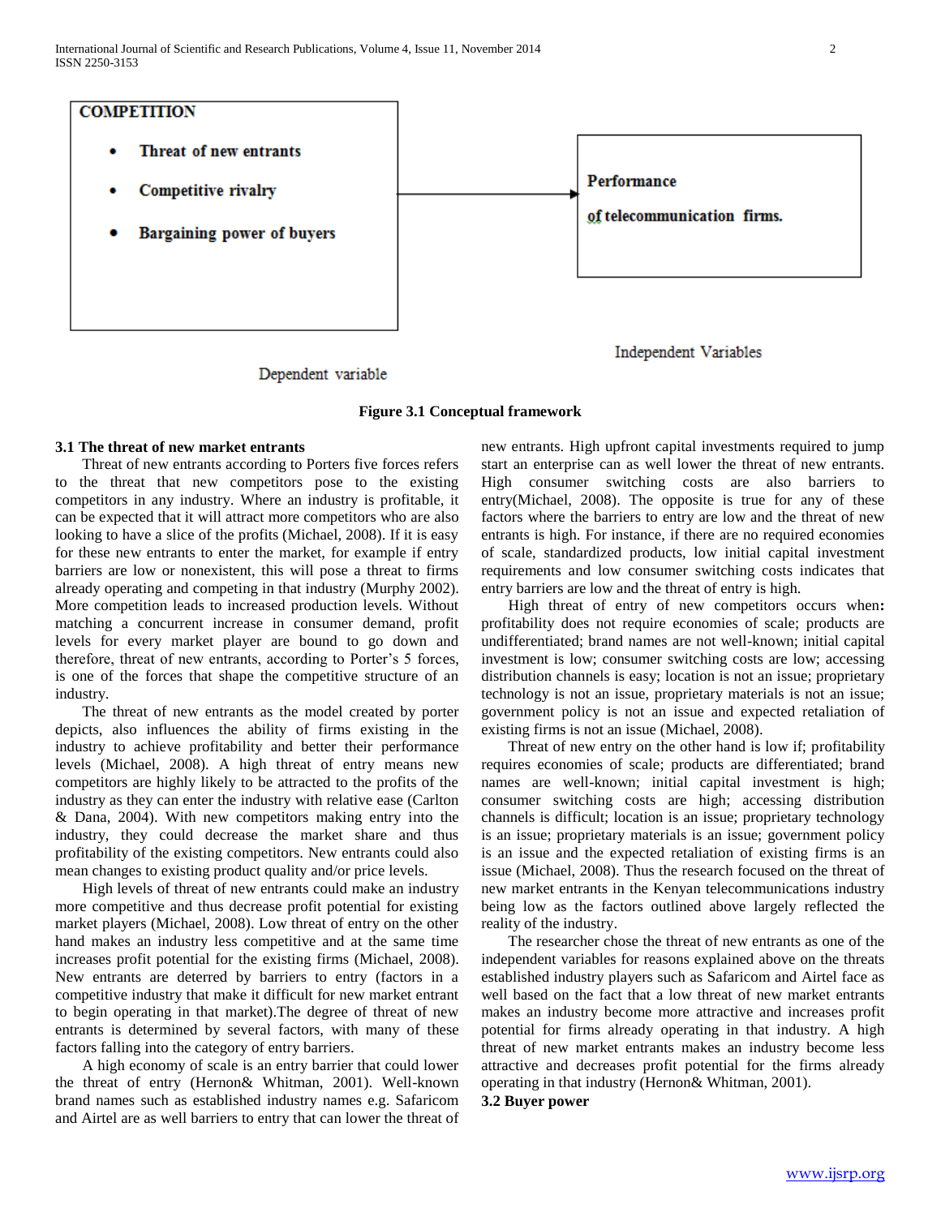COMPETITION

- Threat of new entrants
- Competitive rivalry
- Bargaining power of buyers

Performance of telecommunication firms.

Independent Variables

Dependent variable

**Figure 3.1 Conceptual framework**

### 3.1 The threat of new market entrants

Threat of new entrants according to Porters five forces refers to the threat that new competitors pose to the existing competitors in any industry. Where an industry is profitable, it can be expected that it will attract more competitors who are also looking to have a slice of the profits (Michael, 2008). If it is easy for these new entrants to enter the market, for example if entry barriers are low or nonexistent, this will pose a threat to firms already operating and competing in that industry (Murphy 2002). More competition leads to increased production levels. Without matching a concurrent increase in consumer demand, profit levels for every market player are bound to go down and therefore, threat of new entrants, according to Porter's 5 forces, is one of the forces that shape the competitive structure of an industry.

The threat of new entrants as the model created by porter depicts, also influences the ability of firms existing in the industry to achieve profitability and better their performance levels (Michael, 2008). A high threat of entry means new competitors are highly likely to be attracted to the profits of the industry as they can enter the industry with relative ease (Carlton & Dana, 2004). With new competitors making entry into the industry, they could decrease the market share and thus profitability of the existing competitors. New entrants could also mean changes to existing product quality and/or price levels.

High levels of threat of new entrants could make an industry more competitive and thus decrease profit potential for existing market players (Michael, 2008). Low threat of entry on the other hand makes an industry less competitive and at the same time increases profit potential for the existing firms (Michael, 2008). New entrants are deterred by barriers to entry (factors in a competitive industry that make it difficult for new market entrant to begin operating in that market).The degree of threat of new entrants is determined by several factors, with many of these factors falling into the category of entry barriers.

A high economy of scale is an entry barrier that could lower the threat of entry (Hernon& Whitman, 2001). Well-known brand names such as established industry names e.g. Safaricom and Airtel are as well barriers to entry that can lower the threat of new entrants. High upfront capital investments required to jump start an enterprise can as well lower the threat of new entrants. High consumer switching costs are also barriers to entry(Michael, 2008). The opposite is true for any of these factors where the barriers to entry are low and the threat of new entrants is high. For instance, if there are no required economies of scale, standardized products, low initial capital investment requirements and low consumer switching costs indicates that entry barriers are low and the threat of entry is high.

High threat of entry of new competitors occurs when**:** profitability does not require economies of scale; products are undifferentiated; brand names are not well-known; initial capital investment is low; consumer switching costs are low; accessing distribution channels is easy; location is not an issue; proprietary technology is not an issue, proprietary materials is not an issue; government policy is not an issue and expected retaliation of existing firms is not an issue (Michael, 2008).

Threat of new entry on the other hand is low if; profitability requires economies of scale; products are differentiated; brand names are well-known; initial capital investment is high; consumer switching costs are high; accessing distribution channels is difficult; location is an issue; proprietary technology is an issue; proprietary materials is an issue; government policy is an issue and the expected retaliation of existing firms is an issue (Michael, 2008). Thus the research focused on the threat of new market entrants in the Kenyan telecommunications industry being low as the factors outlined above largely reflected the reality of the industry.

The researcher chose the threat of new entrants as one of the independent variables for reasons explained above on the threats established industry players such as Safaricom and Airtel face as well based on the fact that a low threat of new market entrants makes an industry become more attractive and increases profit potential for firms already operating in that industry. A high threat of new market entrants makes an industry become less attractive and decreases profit potential for the firms already operating in that industry (Hernon& Whitman, 2001).

### 3.2 Buyer power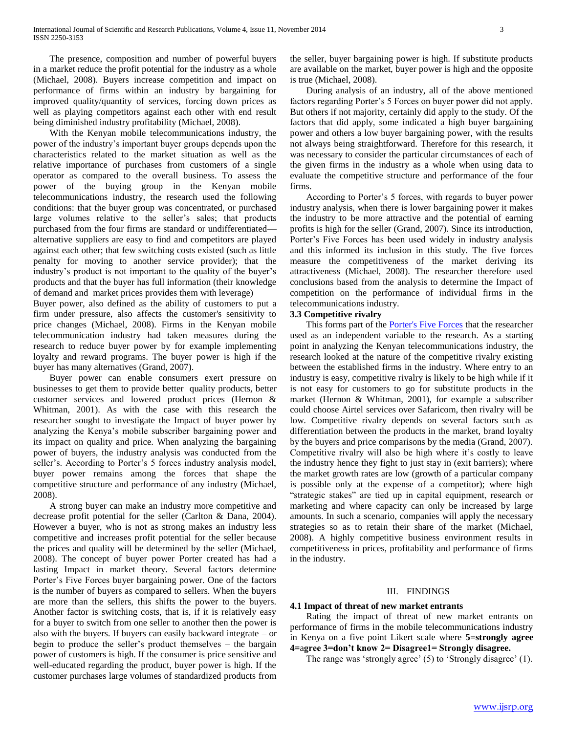The presence, composition and number of powerful buyers in a market reduce the profit potential for the industry as a whole (Michael, 2008). Buyers increase competition and impact on performance of firms within an industry by bargaining for improved quality/quantity of services, forcing down prices as well as playing competitors against each other with end result being diminished industry profitability (Michael, 2008).

With the Kenyan mobile telecommunications industry, the power of the industry's important buyer groups depends upon the characteristics related to the market situation as well as the relative importance of purchases from customers of a single operator as compared to the overall business. To assess the power of the buying group in the Kenyan mobile telecommunications industry, the research used the following conditions: that the buyer group was concentrated, or purchased large volumes relative to the seller's sales; that products purchased from the four firms are standard or undifferentiated—alternative suppliers are easy to find and competitors are played against each other; that few switching costs existed (such as little penalty for moving to another service provider); that the industry's product is not important to the quality of the buyer's products and that the buyer has full information (their knowledge of demand and market prices provides them with leverage)

Buyer power, also defined as the ability of customers to put a firm under pressure, also affects the customer's sensitivity to price changes (Michael, 2008). Firms in the Kenyan mobile telecommunication industry had taken measures during the research to reduce buyer power by for example implementing loyalty and reward programs. The buyer power is high if the buyer has many alternatives (Grand, 2007).

Buyer power can enable consumers exert pressure on businesses to get them to provide better quality products, better customer services and lowered product prices (Hernon & Whitman, 2001). As with the case with this research the researcher sought to investigate the Impact of buyer power by analyzing the Kenya's mobile subscriber bargaining power and its impact on quality and price. When analyzing the bargaining power of buyers, the industry analysis was conducted from the seller's. According to Porter's 5 forces industry analysis model, buyer power remains among the forces that shape the competitive structure and performance of any industry (Michael, 2008).

A strong buyer can make an industry more competitive and decrease profit potential for the seller (Carlton & Dana, 2004). However a buyer, who is not as strong makes an industry less competitive and increases profit potential for the seller because the prices and quality will be determined by the seller (Michael, 2008). The concept of buyer power Porter created has had a lasting Impact in market theory. Several factors determine Porter's Five Forces buyer bargaining power. One of the factors is the number of buyers as compared to sellers. When the buyers are more than the sellers, this shifts the power to the buyers. Another factor is switching costs, that is, if it is relatively easy for a buyer to switch from one seller to another then the power is also with the buyers. If buyers can easily backward integrate – or begin to produce the seller's product themselves – the bargain power of customers is high. If the consumer is price sensitive and well-educated regarding the product, buyer power is high. If the customer purchases large volumes of standardized products from the seller, buyer bargaining power is high. If substitute products are available on the market, buyer power is high and the opposite is true (Michael, 2008).

During analysis of an industry, all of the above mentioned factors regarding Porter's 5 Forces on buyer power did not apply. But others if not majority, certainly did apply to the study. Of the factors that did apply, some indicated a high buyer bargaining power and others a low buyer bargaining power, with the results not always being straightforward. Therefore for this research, it was necessary to consider the particular circumstances of each of the given firms in the industry as a whole when using data to evaluate the competitive structure and performance of the four firms.

According to Porter's 5 forces, with regards to buyer power industry analysis, when there is lower bargaining power it makes the industry to be more attractive and the potential of earning profits is high for the seller (Grand, 2007). Since its introduction, Porter's Five Forces has been used widely in industry analysis and this informed its inclusion in this study. The five forces measure the competitiveness of the market deriving its attractiveness (Michael, 2008). The researcher therefore used conclusions based from the analysis to determine the Impact of competition on the performance of individual firms in the telecommunications industry.

### 3.3 Competitive rivalry

This forms part of the Porter's Five Forces that the researcher used as an independent variable to the research. As a starting point in analyzing the Kenyan telecommunications industry, the research looked at the nature of the competitive rivalry existing between the established firms in the industry. Where entry to an industry is easy, competitive rivalry is likely to be high while if it is not easy for customers to go for substitute products in the market (Hernon & Whitman, 2001), for example a subscriber could choose Airtel services over Safaricom, then rivalry will be low. Competitive rivalry depends on several factors such as differentiation between the products in the market, brand loyalty by the buyers and price comparisons by the media (Grand, 2007). Competitive rivalry will also be high where it's costly to leave the industry hence they fight to just stay in (exit barriers); where the market growth rates are low (growth of a particular company is possible only at the expense of a competitor); where high "strategic stakes" are tied up in capital equipment, research or marketing and where capacity can only be increased by large amounts. In such a scenario, companies will apply the necessary strategies so as to retain their share of the market (Michael, 2008). A highly competitive business environment results in competitiveness in prices, profitability and performance of firms in the industry.

## III. FINDINGS

### 4.1 Impact of threat of new market entrants

Rating the impact of threat of new market entrants on performance of firms in the mobile telecommunications industry in Kenya on a five point Likert scale where **5=strongly agree 4=agree 3=don't know 2= Disagree1= Strongly disagree.**

The range was 'strongly agree' (5) to 'Strongly disagree' (1).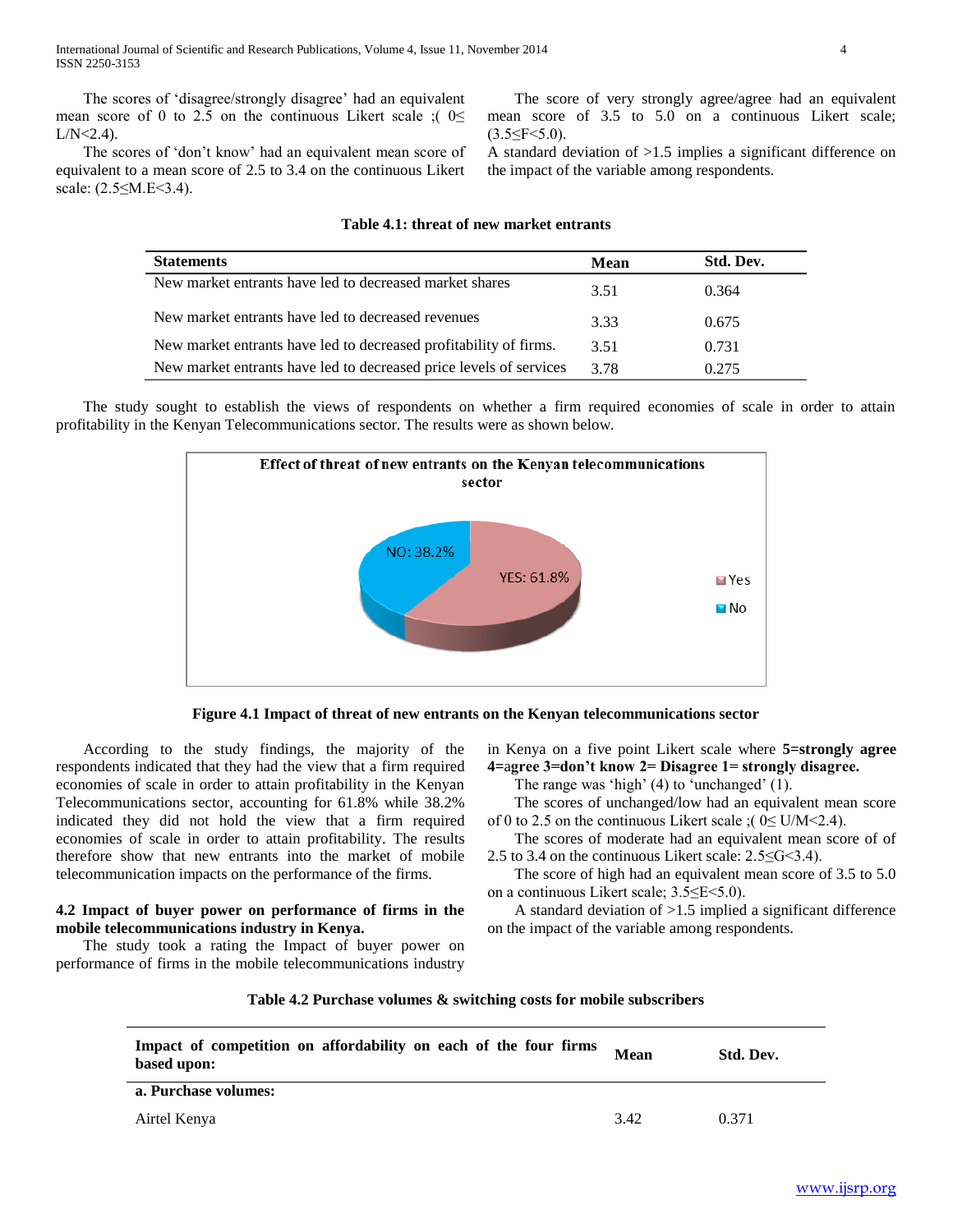The scores of 'disagree/strongly disagree' had an equivalent mean score of 0 to 2.5 on the continuous Likert scale ;( $0 \leq L/N < 2.4$).

The scores of 'don't know' had an equivalent mean score of equivalent to a mean score of 2.5 to 3.4 on the continuous Likert scale: ($2.5 \leq M.E < 3.4$).

The score of very strongly agree/agree had an equivalent mean score of 3.5 to 5.0 on a continuous Likert scale; ($3.5 \leq F < 5.0$).

A standard deviation of >1.5 implies a significant difference on the impact of the variable among respondents.

**Table 4.1: threat of new market entrants**

| Statements | Mean | Std. Dev. |
|---|---|---|
| New market entrants have led to decreased market shares | 3.51 | 0.364 |
| New market entrants have led to decreased revenues | 3.33 | 0.675 |
| New market entrants have led to decreased profitability of firms. | 3.51 | 0.731 |
| New market entrants have led to decreased price levels of services | 3.78 | 0.275 |

The study sought to establish the views of respondents on whether a firm required economies of scale in order to attain profitability in the Kenyan Telecommunications sector. The results were as shown below.

Effect of threat of new entrants on the Kenyan telecommunications sector

| | |
|---|---|
| YES | 61.8% |
| NO | 38.2% |

**Figure 4.1 Impact of threat of new entrants on the Kenyan telecommunications sector**

According to the study findings, the majority of the respondents indicated that they had the view that a firm required economies of scale in order to attain profitability in the Kenyan Telecommunications sector, accounting for 61.8% while 38.2% indicated they did not hold the view that a firm required economies of scale in order to attain profitability. The results therefore show that new entrants into the market of mobile telecommunication impacts on the performance of the firms.

### 4.2 Impact of buyer power on performance of firms in the mobile telecommunications industry in Kenya.

The study took a rating the Impact of buyer power on performance of firms in the mobile telecommunications industry in Kenya on a five point Likert scale where **5=strongly agree 4=agree 3=don't know 2= Disagree 1= strongly disagree.**

The range was 'high' (4) to 'unchanged' (1).

The scores of unchanged/low had an equivalent mean score of 0 to 2.5 on the continuous Likert scale ;( $0 \leq U/M < 2.4$).

The scores of moderate had an equivalent mean score of of 2.5 to 3.4 on the continuous Likert scale: $2.5 \leq G < 3.4$).

The score of high had an equivalent mean score of 3.5 to 5.0 on a continuous Likert scale; $3.5 \leq E < 5.0$).

A standard deviation of >1.5 implied a significant difference on the impact of the variable among respondents.

**Table 4.2 Purchase volumes & switching costs for mobile subscribers**

| Impact of competition on affordability on each of the four firms based upon: | Mean | Std. Dev. |
|---|---|---|
| **a. Purchase volumes:** | | |
| Airtel Kenya | 3.42 | 0.371 |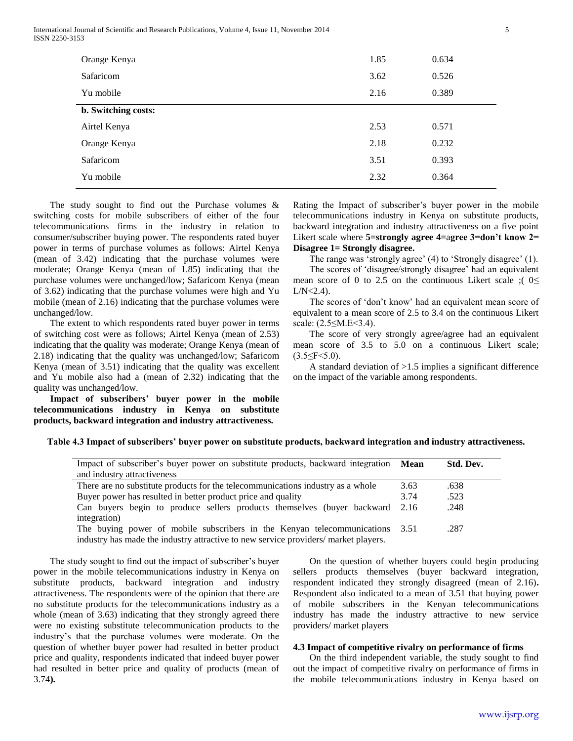| | | |
|---|---|---|
| Orange Kenya | 1.85 | 0.634 |
| Safaricom | 3.62 | 0.526 |
| Yu mobile | 2.16 | 0.389 |
| **b. Switching costs:** | | |
| Airtel Kenya | 2.53 | 0.571 |
| Orange Kenya | 2.18 | 0.232 |
| Safaricom | 3.51 | 0.393 |
| Yu mobile | 2.32 | 0.364 |

The study sought to find out the Purchase volumes & switching costs for mobile subscribers of either of the four telecommunications firms in the industry in relation to consumer/subscriber buying power. The respondents rated buyer power in terms of purchase volumes as follows: Airtel Kenya (mean of 3.42) indicating that the purchase volumes were moderate; Orange Kenya (mean of 1.85) indicating that the purchase volumes were unchanged/low; Safaricom Kenya (mean of 3.62) indicating that the purchase volumes were high and Yu mobile (mean of 2.16) indicating that the purchase volumes were unchanged/low.

The extent to which respondents rated buyer power in terms of switching cost were as follows; Airtel Kenya (mean of 2.53) indicating that the quality was moderate; Orange Kenya (mean of 2.18) indicating that the quality was unchanged/low; Safaricom Kenya (mean of 3.51) indicating that the quality was excellent and Yu mobile also had a (mean of 2.32) indicating that the quality was unchanged/low.

**Impact of subscribers' buyer power in the mobile telecommunications industry in Kenya on substitute products, backward integration and industry attractiveness.**

Rating the Impact of subscriber's buyer power in the mobile telecommunications industry in Kenya on substitute products, backward integration and industry attractiveness on a five point Likert scale where **5=strongly agree 4=agree 3=don't know 2= Disagree 1= Strongly disagree.**

The range was 'strongly agree' (4) to 'Strongly disagree' (1).

The scores of 'disagree/strongly disagree' had an equivalent mean score of 0 to 2.5 on the continuous Likert scale ;( $0 \leq L/N < 2.4$).

The scores of 'don't know' had an equivalent mean score of equivalent to a mean score of 2.5 to 3.4 on the continuous Likert scale: ($2.5 \leq M.E < 3.4$).

The score of very strongly agree/agree had an equivalent mean score of 3.5 to 5.0 on a continuous Likert scale; ($3.5 \leq F < 5.0$).

A standard deviation of >1.5 implies a significant difference on the impact of the variable among respondents.

**Table 4.3 Impact of subscribers' buyer power on substitute products, backward integration and industry attractiveness.**

| Impact of subscriber's buyer power on substitute products, backward integration and industry attractiveness | **Mean** | **Std. Dev.** |
|---|---|---|
| There are no substitute products for the telecommunications industry as a whole | 3.63 | .638 |
| Buyer power has resulted in better product price and quality | 3.74 | .523 |
| Can buyers begin to produce sellers products themselves (buyer backward integration) | 2.16 | .248 |
| The buying power of mobile subscribers in the Kenyan telecommunications industry has made the industry attractive to new service providers/ market players. | 3.51 | .287 |

The study sought to find out the impact of subscriber's buyer power in the mobile telecommunications industry in Kenya on substitute products, backward integration and industry attractiveness. The respondents were of the opinion that there are no substitute products for the telecommunications industry as a whole (mean of 3.63) indicating that they strongly agreed there were no existing substitute telecommunication products to the industry's that the purchase volumes were moderate. On the question of whether buyer power had resulted in better product price and quality, respondents indicated that indeed buyer power had resulted in better price and quality of products (mean of 3.74**).**

On the question of whether buyers could begin producing sellers products themselves (buyer backward integration, respondent indicated they strongly disagreed (mean of 2.16)**.** Respondent also indicated to a mean of 3.51 that buying power of mobile subscribers in the Kenyan telecommunications industry has made the industry attractive to new service providers/ market players

### 4.3 Impact of competitive rivalry on performance of firms

On the third independent variable, the study sought to find out the impact of competitive rivalry on performance of firms in the mobile telecommunications industry in Kenya based on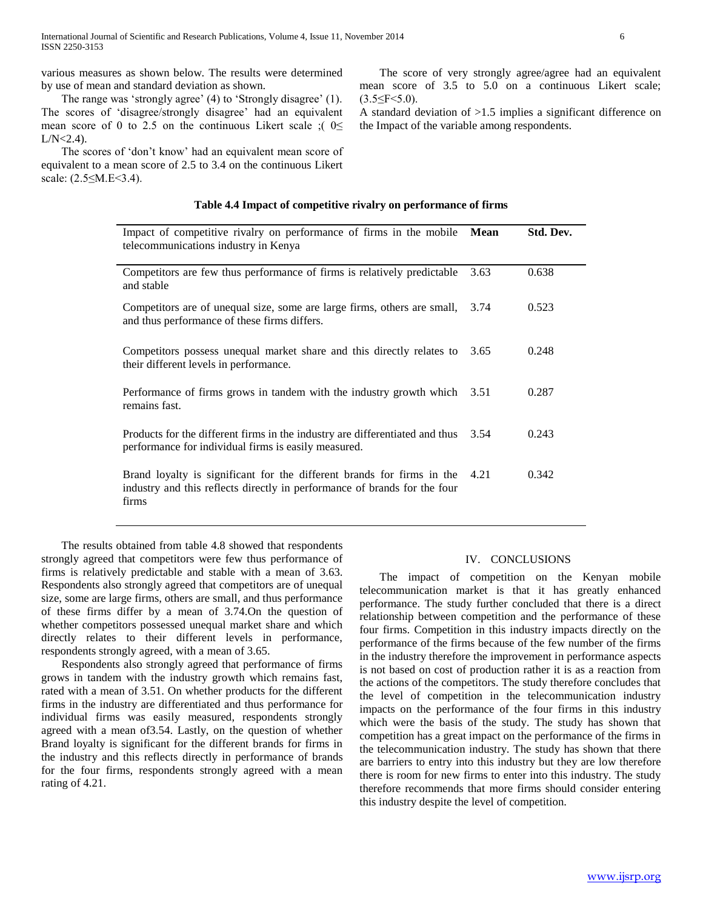various measures as shown below. The results were determined by use of mean and standard deviation as shown.

The range was 'strongly agree' (4) to 'Strongly disagree' (1). The scores of 'disagree/strongly disagree' had an equivalent mean score of 0 to 2.5 on the continuous Likert scale ;( $0 \leq L/N < 2.4$).

The scores of 'don't know' had an equivalent mean score of equivalent to a mean score of 2.5 to 3.4 on the continuous Likert scale: ($2.5 \leq M.E < 3.4$).

The score of very strongly agree/agree had an equivalent mean score of 3.5 to 5.0 on a continuous Likert scale; ($3.5 \leq F < 5.0$).

A standard deviation of >1.5 implies a significant difference on the Impact of the variable among respondents.

**Table 4.4 Impact of competitive rivalry on performance of firms**

| Impact of competitive rivalry on performance of firms in the mobile telecommunications industry in Kenya | Mean | Std. Dev. |
|---|---|---|
| Competitors are few thus performance of firms is relatively predictable and stable | 3.63 | 0.638 |
| Competitors are of unequal size, some are large firms, others are small, and thus performance of these firms differs. | 3.74 | 0.523 |
| Competitors possess unequal market share and this directly relates to their different levels in performance. | 3.65 | 0.248 |
| Performance of firms grows in tandem with the industry growth which remains fast. | 3.51 | 0.287 |
| Products for the different firms in the industry are differentiated and thus performance for individual firms is easily measured. | 3.54 | 0.243 |
| Brand loyalty is significant for the different brands for firms in the industry and this reflects directly in performance of brands for the four firms | 4.21 | 0.342 |

The results obtained from table 4.8 showed that respondents strongly agreed that competitors were few thus performance of firms is relatively predictable and stable with a mean of 3.63. Respondents also strongly agreed that competitors are of unequal size, some are large firms, others are small, and thus performance of these firms differ by a mean of 3.74.On the question of whether competitors possessed unequal market share and which directly relates to their different levels in performance, respondents strongly agreed, with a mean of 3.65.

Respondents also strongly agreed that performance of firms grows in tandem with the industry growth which remains fast, rated with a mean of 3.51. On whether products for the different firms in the industry are differentiated and thus performance for individual firms was easily measured, respondents strongly agreed with a mean of3.54. Lastly, on the question of whether Brand loyalty is significant for the different brands for firms in the industry and this reflects directly in performance of brands for the four firms, respondents strongly agreed with a mean rating of 4.21.

## IV. CONCLUSIONS

The impact of competition on the Kenyan mobile telecommunication market is that it has greatly enhanced performance. The study further concluded that there is a direct relationship between competition and the performance of these four firms. Competition in this industry impacts directly on the performance of the firms because of the few number of the firms in the industry therefore the improvement in performance aspects is not based on cost of production rather it is as a reaction from the actions of the competitors. The study therefore concludes that the level of competition in the telecommunication industry impacts on the performance of the four firms in this industry which were the basis of the study. The study has shown that competition has a great impact on the performance of the firms in the telecommunication industry. The study has shown that there are barriers to entry into this industry but they are low therefore there is room for new firms to enter into this industry. The study therefore recommends that more firms should consider entering this industry despite the level of competition.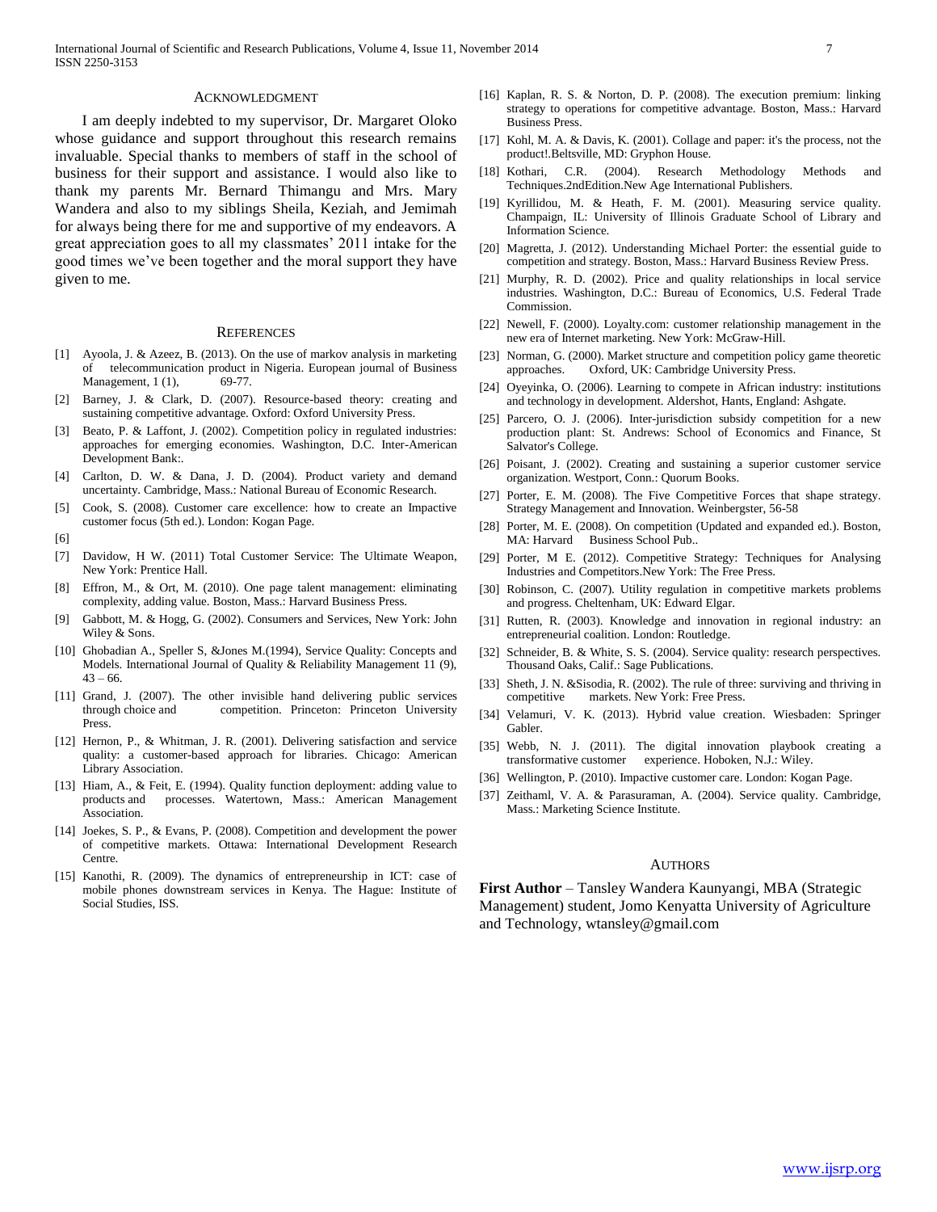## ACKNOWLEDGMENT

I am deeply indebted to my supervisor, Dr. Margaret Oloko whose guidance and support throughout this research remains invaluable. Special thanks to members of staff in the school of business for their support and assistance. I would also like to thank my parents Mr. Bernard Thimangu and Mrs. Mary Wandera and also to my siblings Sheila, Keziah, and Jemimah for always being there for me and supportive of my endeavors. A great appreciation goes to all my classmates' 2011 intake for the good times we've been together and the moral support they have given to me.

## REFERENCES

[1] Ayoola, J. & Azeez, B. (2013). On the use of markov analysis in marketing of telecommunication product in Nigeria. European journal of Business Management, 1 (1), 69-77.

[2] Barney, J. & Clark, D. (2007). Resource-based theory: creating and sustaining competitive advantage. Oxford: Oxford University Press.

[3] Beato, P. & Laffont, J. (2002). Competition policy in regulated industries: approaches for emerging economies. Washington, D.C. Inter-American Development Bank:.

[4] Carlton, D. W. & Dana, J. D. (2004). Product variety and demand uncertainty. Cambridge, Mass.: National Bureau of Economic Research.

[5] Cook, S. (2008). Customer care excellence: how to create an Impactive customer focus (5th ed.). London: Kogan Page.

[6]

[7] Davidow, H W. (2011) Total Customer Service: The Ultimate Weapon, New York: Prentice Hall.

[8] Effron, M., & Ort, M. (2010). One page talent management: eliminating complexity, adding value. Boston, Mass.: Harvard Business Press.

[9] Gabbott, M. & Hogg, G. (2002). Consumers and Services, New York: John Wiley & Sons.

[10] Ghobadian A., Speller S, &Jones M.(1994), Service Quality: Concepts and Models. International Journal of Quality & Reliability Management 11 (9), 43 – 66.

[11] Grand, J. (2007). The other invisible hand delivering public services through choice and competition. Princeton: Princeton University Press.

[12] Hernon, P., & Whitman, J. R. (2001). Delivering satisfaction and service quality: a customer-based approach for libraries. Chicago: American Library Association.

[13] Hiam, A., & Feit, E. (1994). Quality function deployment: adding value to products and processes. Watertown, Mass.: American Management Association.

[14] Joekes, S. P., & Evans, P. (2008). Competition and development the power of competitive markets. Ottawa: International Development Research Centre.

[15] Kanothi, R. (2009). The dynamics of entrepreneurship in ICT: case of mobile phones downstream services in Kenya. The Hague: Institute of Social Studies, ISS.

[16] Kaplan, R. S. & Norton, D. P. (2008). The execution premium: linking strategy to operations for competitive advantage. Boston, Mass.: Harvard Business Press.

[17] Kohl, M. A. & Davis, K. (2001). Collage and paper: it's the process, not the product!.Beltsville, MD: Gryphon House.

[18] Kothari, C.R. (2004). Research Methodology Methods and Techniques.2ndEdition.New Age International Publishers.

[19] Kyrillidou, M. & Heath, F. M. (2001). Measuring service quality. Champaign, IL: University of Illinois Graduate School of Library and Information Science.

[20] Magretta, J. (2012). Understanding Michael Porter: the essential guide to competition and strategy. Boston, Mass.: Harvard Business Review Press.

[21] Murphy, R. D. (2002). Price and quality relationships in local service industries. Washington, D.C.: Bureau of Economics, U.S. Federal Trade Commission.

[22] Newell, F. (2000). Loyalty.com: customer relationship management in the new era of Internet marketing. New York: McGraw-Hill.

[23] Norman, G. (2000). Market structure and competition policy game theoretic approaches. Oxford, UK: Cambridge University Press.

[24] Oyeyinka, O. (2006). Learning to compete in African industry: institutions and technology in development. Aldershot, Hants, England: Ashgate.

[25] Parcero, O. J. (2006). Inter-jurisdiction subsidy competition for a new production plant: St. Andrews: School of Economics and Finance, St Salvator's College.

[26] Poisant, J. (2002). Creating and sustaining a superior customer service organization. Westport, Conn.: Quorum Books.

[27] Porter, E. M. (2008). The Five Competitive Forces that shape strategy. Strategy Management and Innovation. Weinbergster, 56-58

[28] Porter, M. E. (2008). On competition (Updated and expanded ed.). Boston, MA: Harvard Business School Pub..

[29] Porter, M E. (2012). Competitive Strategy: Techniques for Analysing Industries and Competitors.New York: The Free Press.

[30] Robinson, C. (2007). Utility regulation in competitive markets problems and progress. Cheltenham, UK: Edward Elgar.

[31] Rutten, R. (2003). Knowledge and innovation in regional industry: an entrepreneurial coalition. London: Routledge.

[32] Schneider, B. & White, S. S. (2004). Service quality: research perspectives. Thousand Oaks, Calif.: Sage Publications.

[33] Sheth, J. N. &Sisodia, R. (2002). The rule of three: surviving and thriving in competitive markets. New York: Free Press.

[34] Velamuri, V. K. (2013). Hybrid value creation. Wiesbaden: Springer Gabler.

[35] Webb, N. J. (2011). The digital innovation playbook creating a transformative customer experience. Hoboken, N.J.: Wiley.

[36] Wellington, P. (2010). Impactive customer care. London: Kogan Page.

[37] Zeithaml, V. A. & Parasuraman, A. (2004). Service quality. Cambridge, Mass.: Marketing Science Institute.

## AUTHORS

**First Author** – Tansley Wandera Kaunyangi, MBA (Strategic Management) student, Jomo Kenyatta University of Agriculture and Technology, wtansley@gmail.com